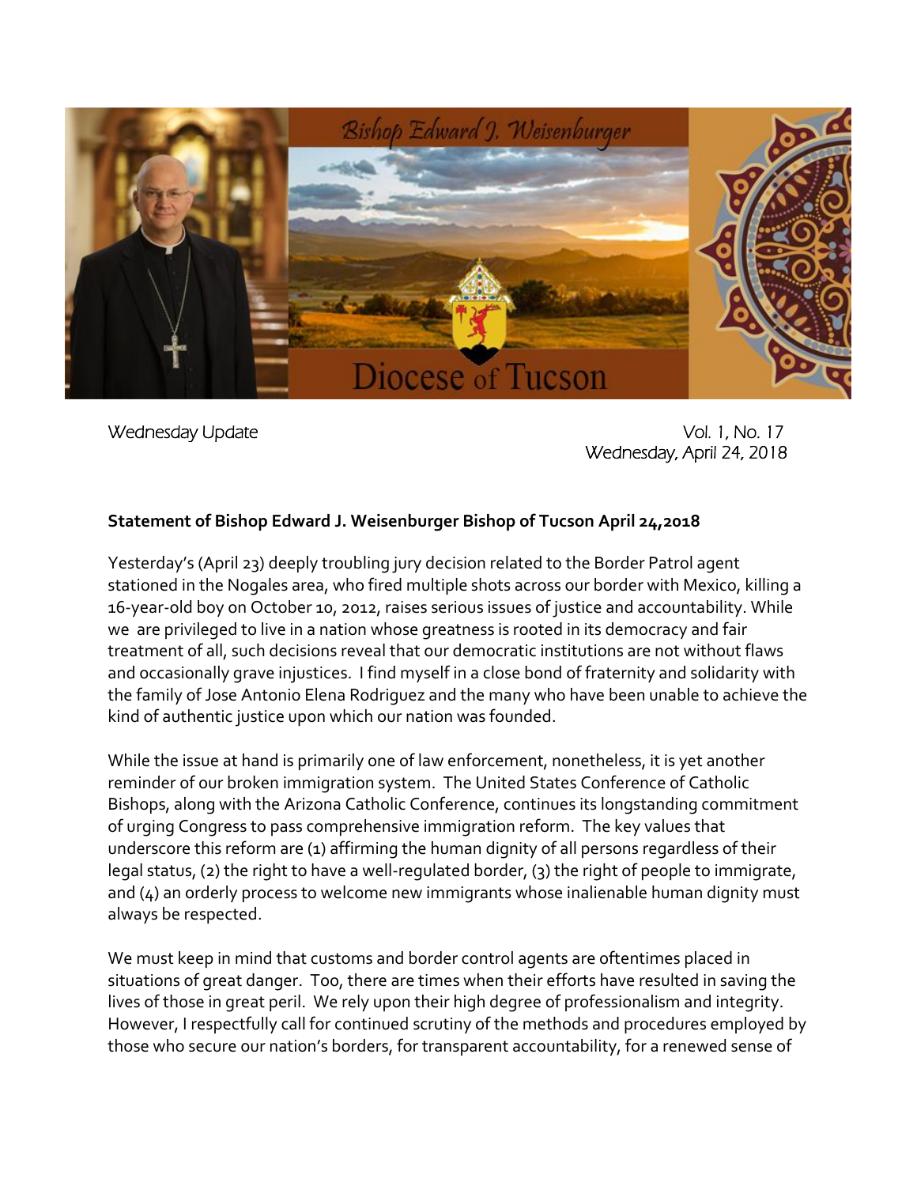Bishop Edward J. Weisenburger

Diocese of Tucson

Wednesday Update

Vol. 1, No. 17
Wednesday, April 24, 2018

**Statement of Bishop Edward J. Weisenburger Bishop of Tucson April 24,2018**

Yesterday's (April 23) deeply troubling jury decision related to the Border Patrol agent stationed in the Nogales area, who fired multiple shots across our border with Mexico, killing a 16-year-old boy on October 10, 2012, raises serious issues of justice and accountability. While we are privileged to live in a nation whose greatness is rooted in its democracy and fair treatment of all, such decisions reveal that our democratic institutions are not without flaws and occasionally grave injustices. I find myself in a close bond of fraternity and solidarity with the family of Jose Antonio Elena Rodriguez and the many who have been unable to achieve the kind of authentic justice upon which our nation was founded.

While the issue at hand is primarily one of law enforcement, nonetheless, it is yet another reminder of our broken immigration system. The United States Conference of Catholic Bishops, along with the Arizona Catholic Conference, continues its longstanding commitment of urging Congress to pass comprehensive immigration reform. The key values that underscore this reform are (1) affirming the human dignity of all persons regardless of their legal status, (2) the right to have a well-regulated border, (3) the right of people to immigrate, and (4) an orderly process to welcome new immigrants whose inalienable human dignity must always be respected.

We must keep in mind that customs and border control agents are oftentimes placed in situations of great danger. Too, there are times when their efforts have resulted in saving the lives of those in great peril. We rely upon their high degree of professionalism and integrity. However, I respectfully call for continued scrutiny of the methods and procedures employed by those who secure our nation's borders, for transparent accountability, for a renewed sense of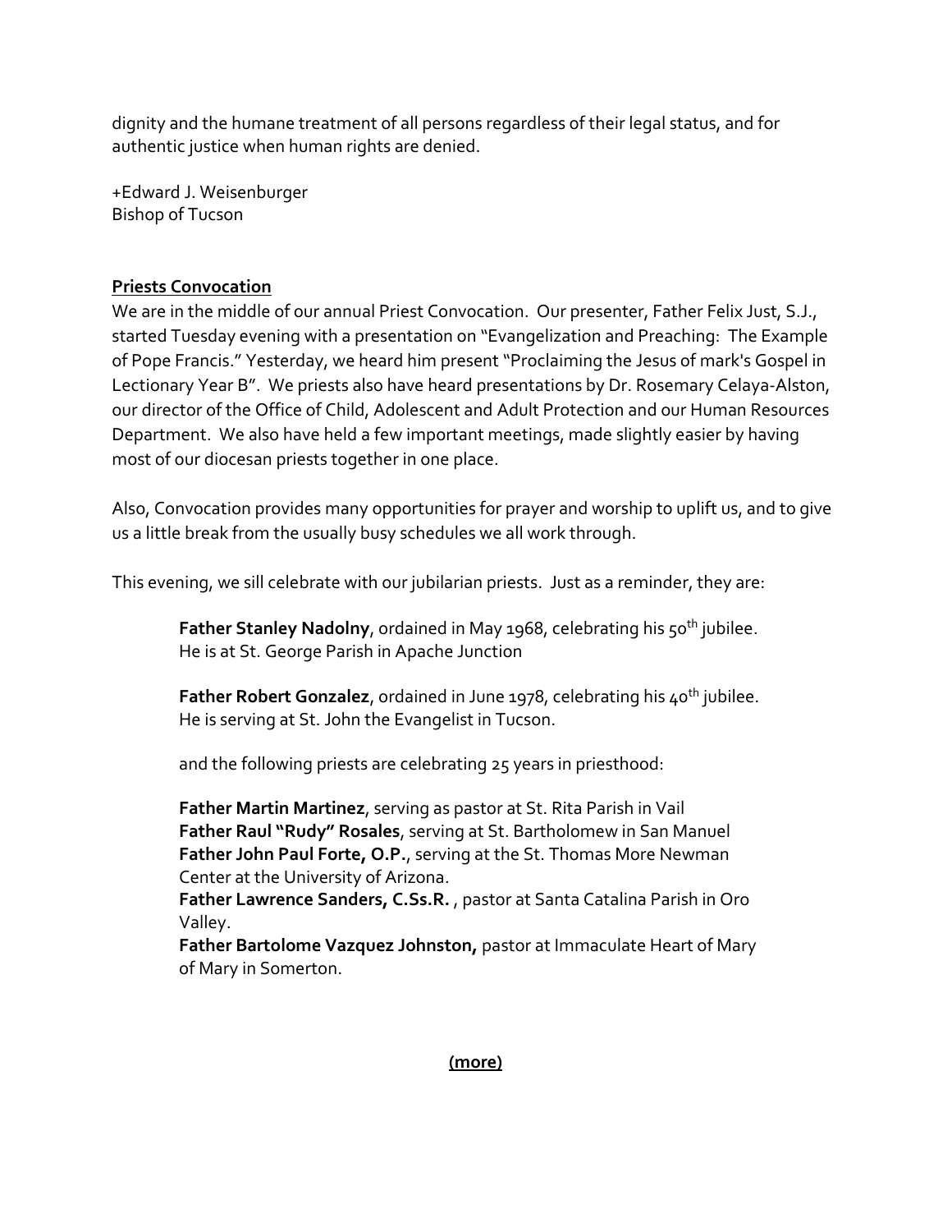dignity and the humane treatment of all persons regardless of their legal status, and for authentic justice when human rights are denied.

+Edward J. Weisenburger
Bishop of Tucson

## Priests Convocation

We are in the middle of our annual Priest Convocation. Our presenter, Father Felix Just, S.J., started Tuesday evening with a presentation on "Evangelization and Preaching: The Example of Pope Francis." Yesterday, we heard him present "Proclaiming the Jesus of mark's Gospel in Lectionary Year B". We priests also have heard presentations by Dr. Rosemary Celaya-Alston, our director of the Office of Child, Adolescent and Adult Protection and our Human Resources Department. We also have held a few important meetings, made slightly easier by having most of our diocesan priests together in one place.

Also, Convocation provides many opportunities for prayer and worship to uplift us, and to give us a little break from the usually busy schedules we all work through.

This evening, we sill celebrate with our jubilarian priests. Just as a reminder, they are:

> **Father Stanley Nadolny**, ordained in May 1968, celebrating his 50th jubilee. He is at St. George Parish in Apache Junction
>
> **Father Robert Gonzalez**, ordained in June 1978, celebrating his 40th jubilee. He is serving at St. John the Evangelist in Tucson.
>
> and the following priests are celebrating 25 years in priesthood:
>
> **Father Martin Martinez**, serving as pastor at St. Rita Parish in Vail
> **Father Raul "Rudy" Rosales**, serving at St. Bartholomew in San Manuel
> **Father John Paul Forte, O.P.**, serving at the St. Thomas More Newman Center at the University of Arizona.
> **Father Lawrence Sanders, C.Ss.R.** , pastor at Santa Catalina Parish in Oro Valley.
> **Father Bartolome Vazquez Johnston,** pastor at Immaculate Heart of Mary of Mary in Somerton.

**(more)**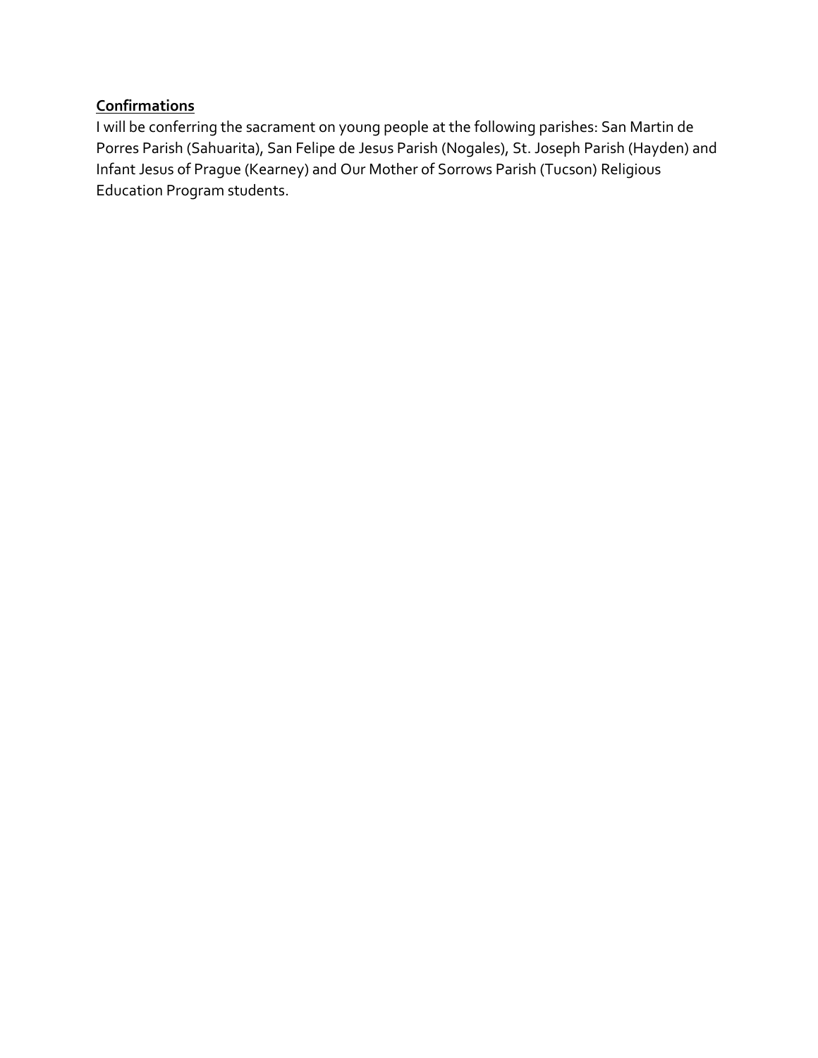**Confirmations**

I will be conferring the sacrament on young people at the following parishes: San Martin de Porres Parish (Sahuarita), San Felipe de Jesus Parish (Nogales), St. Joseph Parish (Hayden) and Infant Jesus of Prague (Kearney) and Our Mother of Sorrows Parish (Tucson) Religious Education Program students.